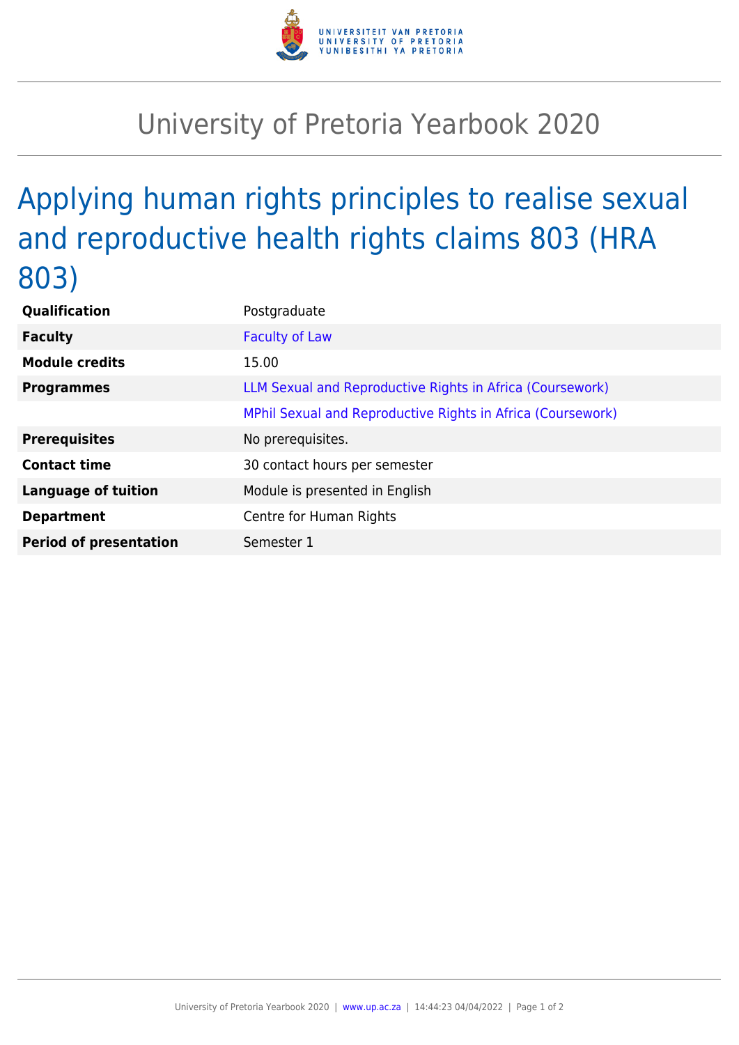# University of Pretoria Yearbook 2020

## Applying human rights principles to realise sexual and reproductive health rights claims 803 (HRA 803)

| | |
|---|---|
| **Qualification** | Postgraduate |
| **Faculty** | Faculty of Law |
| **Module credits** | 15.00 |
| **Programmes** | LLM Sexual and Reproductive Rights in Africa (Coursework) |
| | MPhil Sexual and Reproductive Rights in Africa (Coursework) |
| **Prerequisites** | No prerequisites. |
| **Contact time** | 30 contact hours per semester |
| **Language of tuition** | Module is presented in English |
| **Department** | Centre for Human Rights |
| **Period of presentation** | Semester 1 |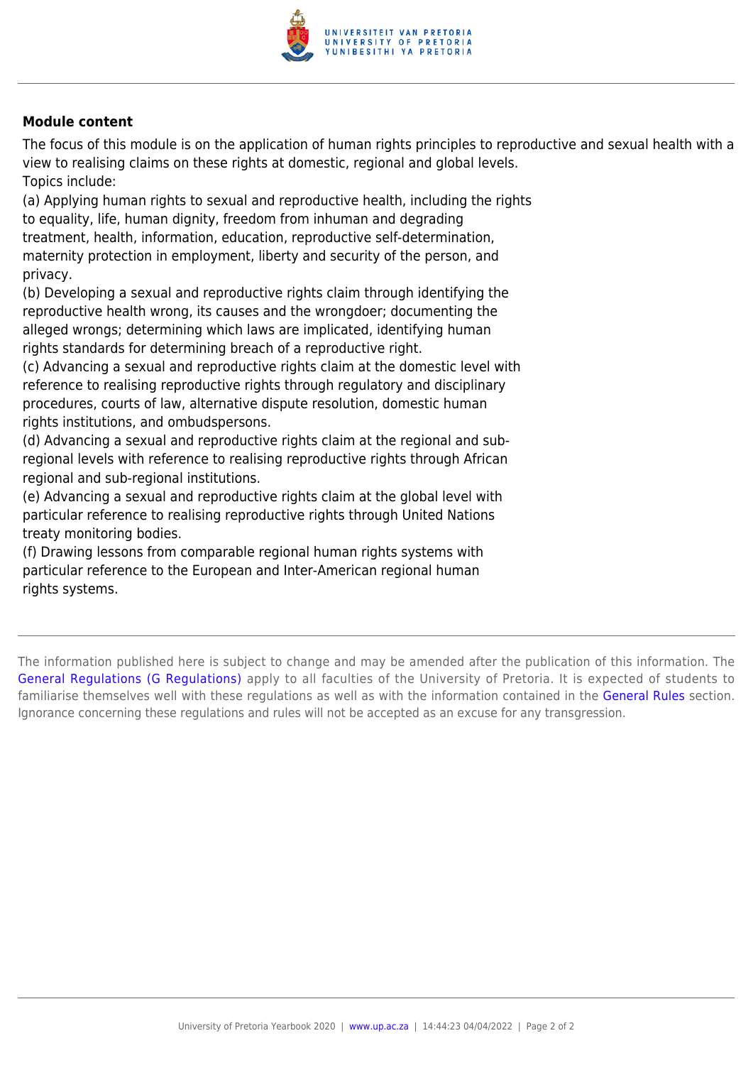## Module content

The focus of this module is on the application of human rights principles to reproductive and sexual health with a view to realising claims on these rights at domestic, regional and global levels.
Topics include:
(a) Applying human rights to sexual and reproductive health, including the rights to equality, life, human dignity, freedom from inhuman and degrading treatment, health, information, education, reproductive self-determination, maternity protection in employment, liberty and security of the person, and privacy.
(b) Developing a sexual and reproductive rights claim through identifying the reproductive health wrong, its causes and the wrongdoer; documenting the alleged wrongs; determining which laws are implicated, identifying human rights standards for determining breach of a reproductive right.
(c) Advancing a sexual and reproductive rights claim at the domestic level with reference to realising reproductive rights through regulatory and disciplinary procedures, courts of law, alternative dispute resolution, domestic human rights institutions, and ombudspersons.
(d) Advancing a sexual and reproductive rights claim at the regional and sub-regional levels with reference to realising reproductive rights through African regional and sub-regional institutions.
(e) Advancing a sexual and reproductive rights claim at the global level with particular reference to realising reproductive rights through United Nations treaty monitoring bodies.
(f) Drawing lessons from comparable regional human rights systems with particular reference to the European and Inter-American regional human rights systems.

The information published here is subject to change and may be amended after the publication of this information. The General Regulations (G Regulations) apply to all faculties of the University of Pretoria. It is expected of students to familiarise themselves well with these regulations as well as with the information contained in the General Rules section. Ignorance concerning these regulations and rules will not be accepted as an excuse for any transgression.